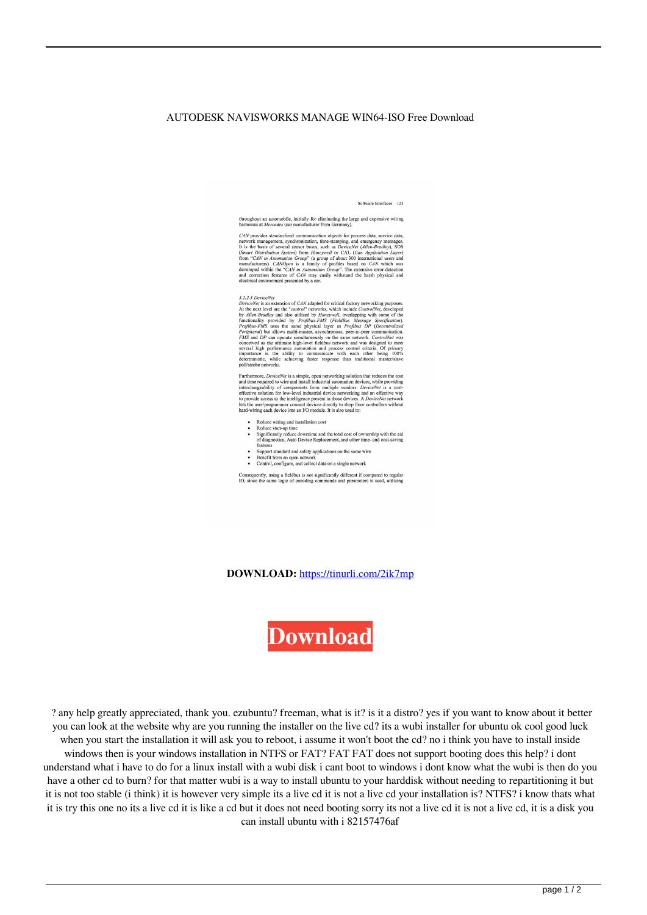AUTODESK NAVISWORKS MANAGE WIN64-ISO Free Download

Software Interfaces 123

throughout an automobile, initially for eliminating the large and expensive wiring harnesses at *Mercedes* (car manufacturer from Germany).

*CAN* provides standardized communication objects for process data, service data, network management, synchronization, time-stamping, and emergency messages. It is the basis of several sensor buses, such as *DeviceNet* (*Allen-Bradley*), SDS (*Smart Distribution System*) from *Honeywell* or CAL (*Can Application Layer*) from "*CAN in Automation Group*" (a group of about 300 international users and manufacturers). *CANOpen* is a family of profiles based on *CAN* which was developed within the "*CAN in Automation Group*". The extensive error detection and correction features of *CAN* may easily withstand the harsh physical and electrical environment presented by a car.

*3.2.2.3 DeviceNet*
*DeviceNet* is an extension of *CAN* adapted for critical factory networking purposes. At the next level are the "*control*" networks, which include *ControlNet*, developed by *Allen-Bradley* and also utilized by *Honeywell*, overlapping with some of the functionality provided by *Profibus-FMS* (*FieldBus Message Specification*). *Profibus-FMS* uses the same physical layer as *Profibus DP* (*Decentralized Peripheral*) but allows multi-master, asynchronous, peer-to-peer communication. *FMS* and *DP* can operate simultaneously on the same network. *ControlNet* was conceived as the ultimate high-level fieldbus network and was designed to meet several high performance automation and process control criteria. Of primary importance is the ability to communicate with each other being 100% deterministic, while achieving faster response than traditional master/slave poll/strobe networks.

Furthermore, *DeviceNet* is a simple, open networking solution that reduces the cost and time required to wire and install industrial automation devices, while providing interchangeability of components from multiple vendors. *DeviceNet* is a cost-effective solution for low-level industrial device networking and an effective way to provide access to the intelligence present in those devices. A *DeviceNet* network lets the user/programmer connect devices directly to shop floor controllers without hard-wiring each device into an I/O module. It is also used to:

- Reduce wiring and installation cost
- Reduce start-up time
- Significantly reduce downtime and the total cost of ownership with the aid of diagnostics, Auto Device Replacement, and other time- and cost-saving features
- Support standard and safety applications on the same wire
- Benefit from an open network
- Control, configure, and collect data on a single network

Consequently, using a fieldbus is not significantly different if compared to regular IO, since the same logic of encoding commands and parameters is used, utilizing

**DOWNLOAD:** https://tinurli.com/2ik7mp

**Download**

? any help greatly appreciated, thank you. ezubuntu? freeman, what is it? is it a distro? yes if you want to know about it better you can look at the website why are you running the installer on the live cd? its a wubi installer for ubuntu ok cool good luck when you start the installation it will ask you to reboot, i assume it won't boot the cd? no i think you have to install inside windows then is your windows installation in NTFS or FAT? FAT FAT does not support booting does this help? i dont understand what i have to do for a linux install with a wubi disk i cant boot to windows i dont know what the wubi is then do you have a other cd to burn? for that matter wubi is a way to install ubuntu to your harddisk without needing to repartitioning it but it is not too stable (i think) it is however very simple its a live cd it is not a live cd your installation is? NTFS? i know thats what it is try this one no its a live cd it is like a cd but it does not need booting sorry its not a live cd it is not a live cd, it is a disk you can install ubuntu with i 82157476af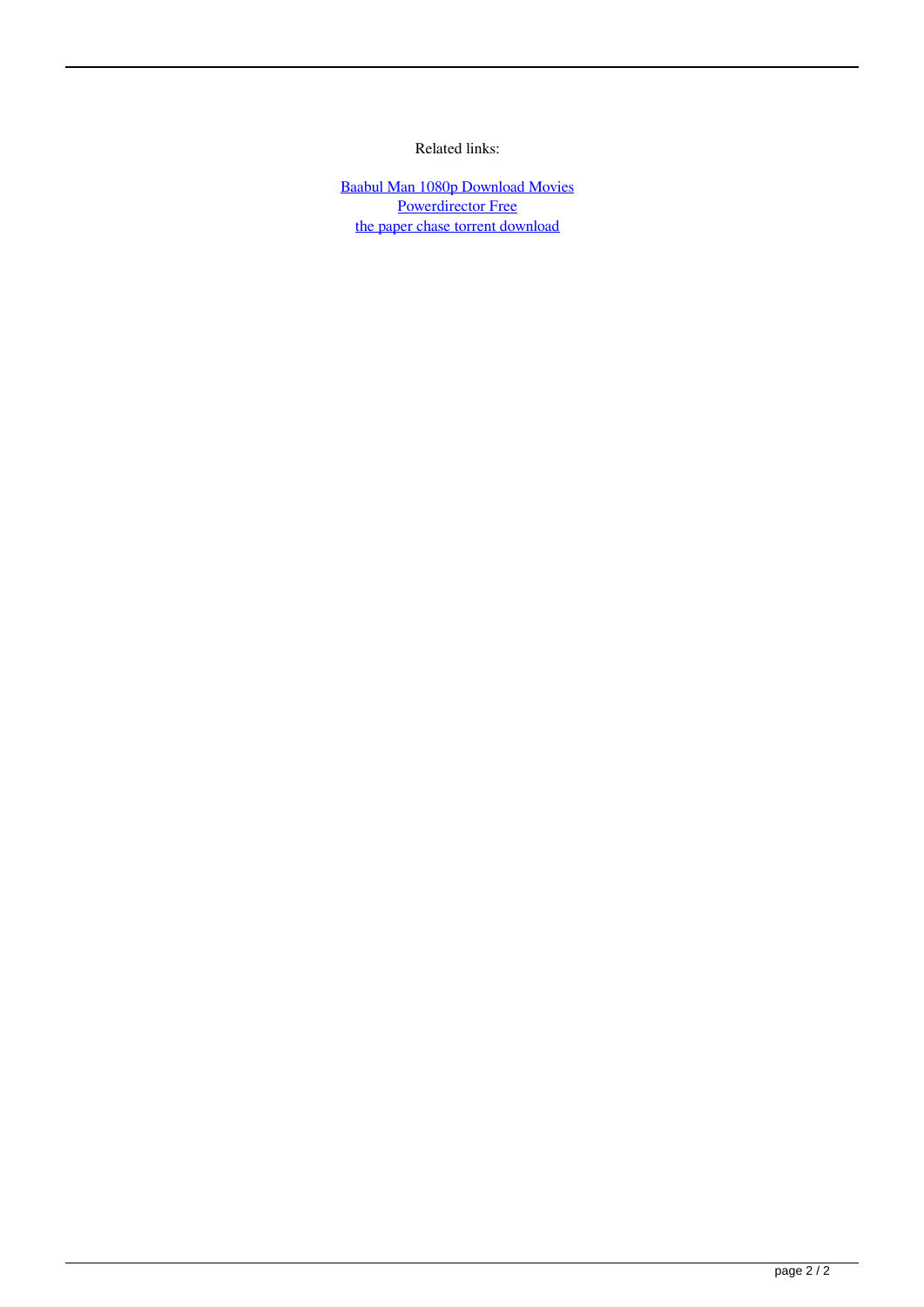Related links:

Baabul Man 1080p Download Movies
Powerdirector Free
the paper chase torrent download